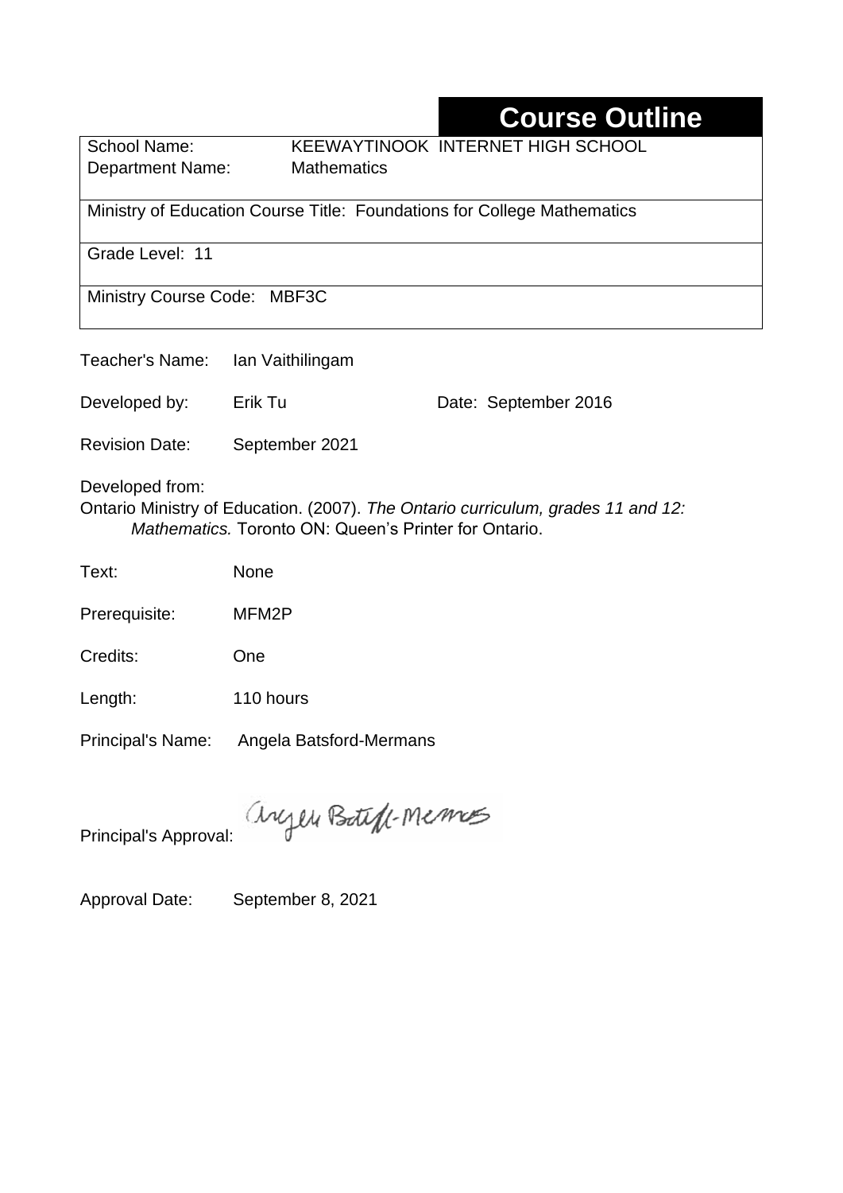# Course Outline

School Name: KEEWAYTINOOK INTERNET HIGH SCHOOL
Department Name: Mathematics

Ministry of Education Course Title: Foundations for College Mathematics

Grade Level: 11

Ministry Course Code: MBF3C

Teacher's Name: Ian Vaithilingam

Developed by: Erik Tu Date: September 2016

Revision Date: September 2021

Developed from:
Ontario Ministry of Education. (2007). *The Ontario curriculum, grades 11 and 12: Mathematics.* Toronto ON: Queen's Printer for Ontario.

Text: None

Prerequisite: MFM2P

Credits: One

Length: 110 hours

Principal's Name: Angela Batsford-Mermans

Principal's Approval: Angela Batsford-Mermans

Approval Date: September 8, 2021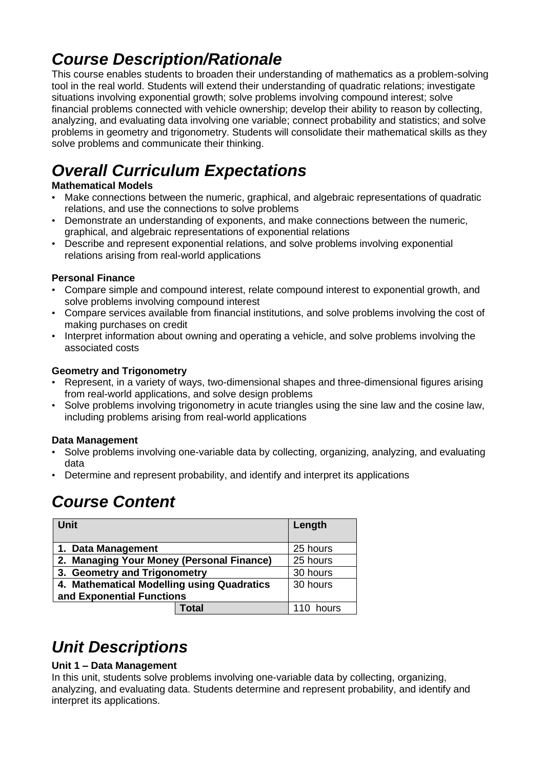# *Course Description/Rationale*

This course enables students to broaden their understanding of mathematics as a problem-solving tool in the real world. Students will extend their understanding of quadratic relations; investigate situations involving exponential growth; solve problems involving compound interest; solve financial problems connected with vehicle ownership; develop their ability to reason by collecting, analyzing, and evaluating data involving one variable; connect probability and statistics; and solve problems in geometry and trigonometry. Students will consolidate their mathematical skills as they solve problems and communicate their thinking.

# *Overall Curriculum Expectations*

**Mathematical Models**

- Make connections between the numeric, graphical, and algebraic representations of quadratic relations, and use the connections to solve problems
- Demonstrate an understanding of exponents, and make connections between the numeric, graphical, and algebraic representations of exponential relations
- Describe and represent exponential relations, and solve problems involving exponential relations arising from real-world applications

**Personal Finance**

- Compare simple and compound interest, relate compound interest to exponential growth, and solve problems involving compound interest
- Compare services available from financial institutions, and solve problems involving the cost of making purchases on credit
- Interpret information about owning and operating a vehicle, and solve problems involving the associated costs

**Geometry and Trigonometry**

- Represent, in a variety of ways, two-dimensional shapes and three-dimensional figures arising from real-world applications, and solve design problems
- Solve problems involving trigonometry in acute triangles using the sine law and the cosine law, including problems arising from real-world applications

**Data Management**

- Solve problems involving one-variable data by collecting, organizing, analyzing, and evaluating data
- Determine and represent probability, and identify and interpret its applications

# *Course Content*

| Unit | Length |
|---|---|
| **1. Data Management** | 25 hours |
| **2. Managing Your Money (Personal Finance)** | 25 hours |
| **3. Geometry and Trigonometry** | 30 hours |
| **4. Mathematical Modelling using Quadratics and Exponential Functions** | 30 hours |
| **Total** | 110 hours |

# *Unit Descriptions*

**Unit 1 – Data Management**

In this unit, students solve problems involving one-variable data by collecting, organizing, analyzing, and evaluating data. Students determine and represent probability, and identify and interpret its applications.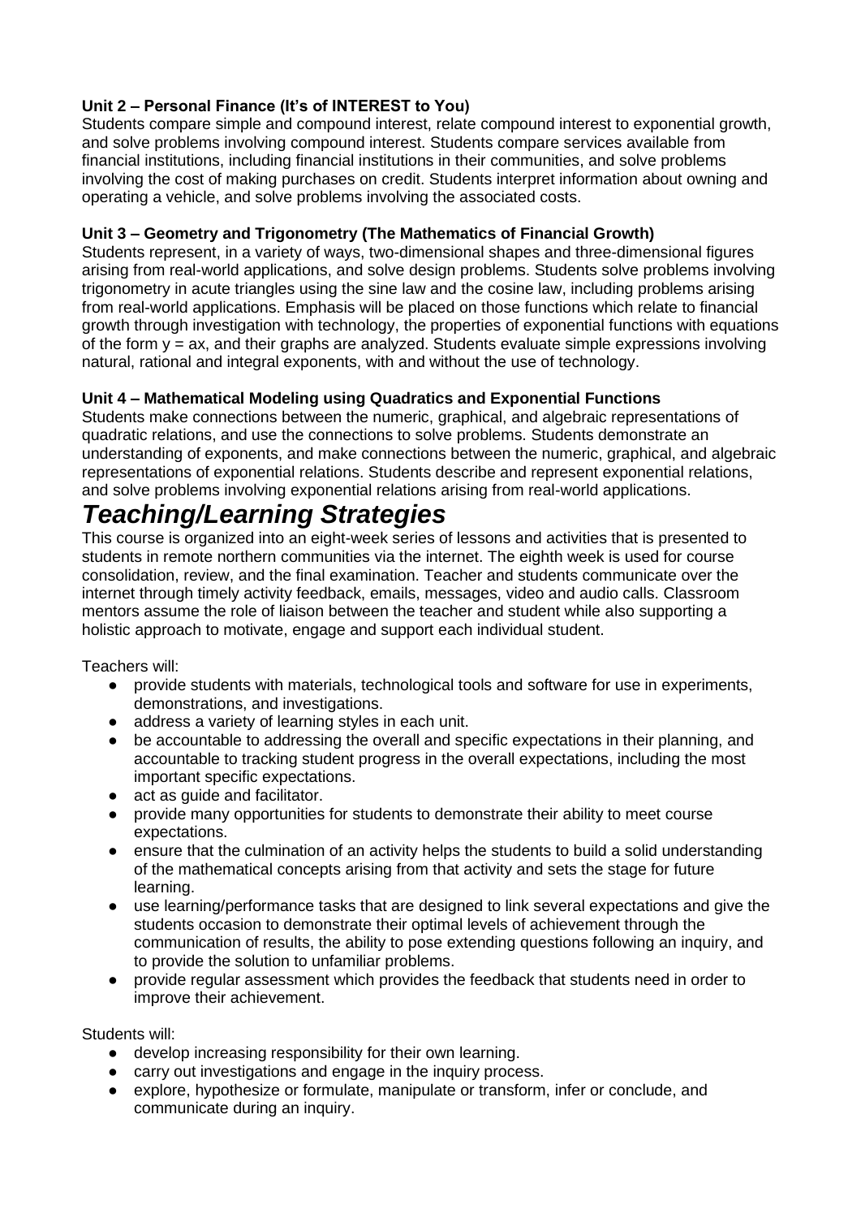**Unit 2 – Personal Finance (It's of INTEREST to You)**
Students compare simple and compound interest, relate compound interest to exponential growth, and solve problems involving compound interest. Students compare services available from financial institutions, including financial institutions in their communities, and solve problems involving the cost of making purchases on credit. Students interpret information about owning and operating a vehicle, and solve problems involving the associated costs.

**Unit 3 – Geometry and Trigonometry (The Mathematics of Financial Growth)**
Students represent, in a variety of ways, two-dimensional shapes and three-dimensional figures arising from real-world applications, and solve design problems. Students solve problems involving trigonometry in acute triangles using the sine law and the cosine law, including problems arising from real-world applications. Emphasis will be placed on those functions which relate to financial growth through investigation with technology, the properties of exponential functions with equations of the form $y = ax$, and their graphs are analyzed. Students evaluate simple expressions involving natural, rational and integral exponents, with and without the use of technology.

**Unit 4 – Mathematical Modeling using Quadratics and Exponential Functions**
Students make connections between the numeric, graphical, and algebraic representations of quadratic relations, and use the connections to solve problems. Students demonstrate an understanding of exponents, and make connections between the numeric, graphical, and algebraic representations of exponential relations. Students describe and represent exponential relations, and solve problems involving exponential relations arising from real-world applications.

# *Teaching/Learning Strategies*

This course is organized into an eight-week series of lessons and activities that is presented to students in remote northern communities via the internet. The eighth week is used for course consolidation, review, and the final examination. Teacher and students communicate over the internet through timely activity feedback, emails, messages, video and audio calls. Classroom mentors assume the role of liaison between the teacher and student while also supporting a holistic approach to motivate, engage and support each individual student.

Teachers will:

- provide students with materials, technological tools and software for use in experiments, demonstrations, and investigations.
- address a variety of learning styles in each unit.
- be accountable to addressing the overall and specific expectations in their planning, and accountable to tracking student progress in the overall expectations, including the most important specific expectations.
- act as guide and facilitator.
- provide many opportunities for students to demonstrate their ability to meet course expectations.
- ensure that the culmination of an activity helps the students to build a solid understanding of the mathematical concepts arising from that activity and sets the stage for future learning.
- use learning/performance tasks that are designed to link several expectations and give the students occasion to demonstrate their optimal levels of achievement through the communication of results, the ability to pose extending questions following an inquiry, and to provide the solution to unfamiliar problems.
- provide regular assessment which provides the feedback that students need in order to improve their achievement.

Students will:

- develop increasing responsibility for their own learning.
- carry out investigations and engage in the inquiry process.
- explore, hypothesize or formulate, manipulate or transform, infer or conclude, and communicate during an inquiry.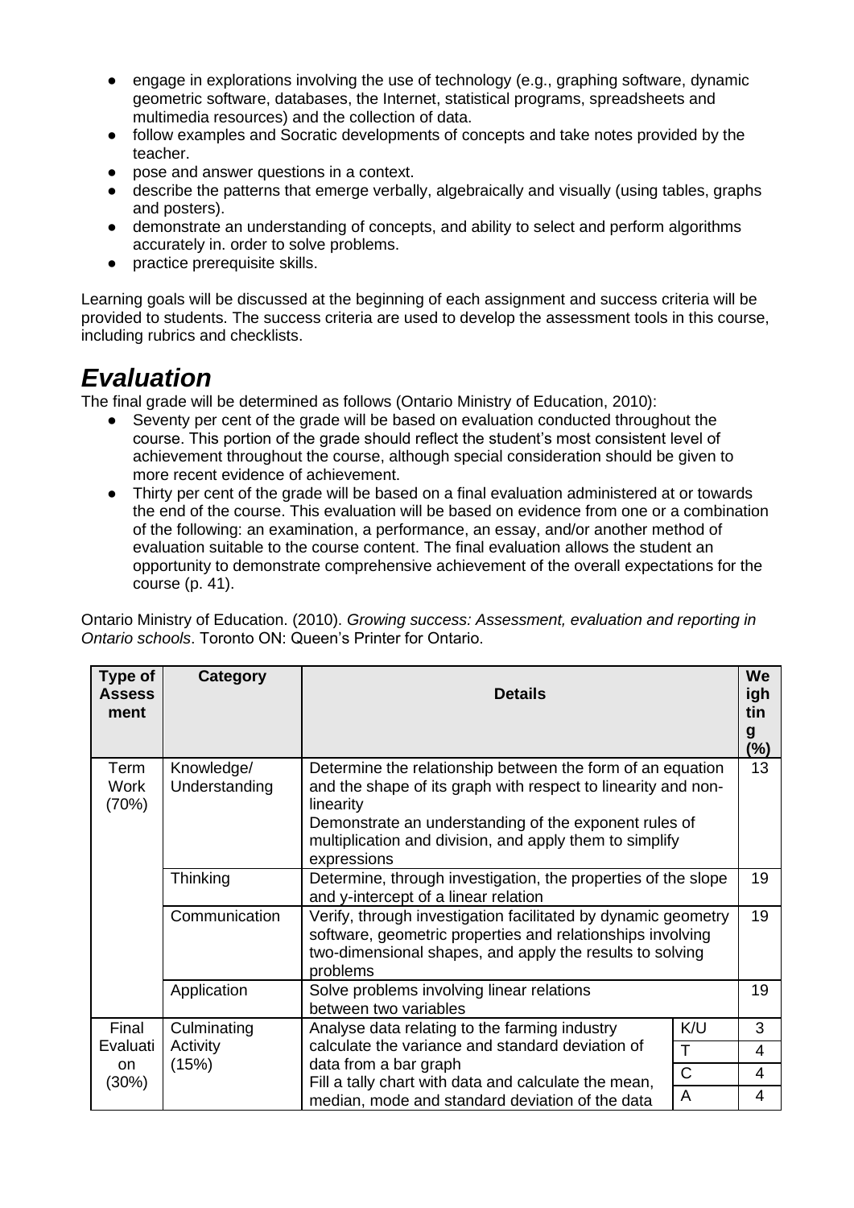- engage in explorations involving the use of technology (e.g., graphing software, dynamic geometric software, databases, the Internet, statistical programs, spreadsheets and multimedia resources) and the collection of data.
- follow examples and Socratic developments of concepts and take notes provided by the teacher.
- pose and answer questions in a context.
- describe the patterns that emerge verbally, algebraically and visually (using tables, graphs and posters).
- demonstrate an understanding of concepts, and ability to select and perform algorithms accurately in. order to solve problems.
- practice prerequisite skills.

Learning goals will be discussed at the beginning of each assignment and success criteria will be provided to students. The success criteria are used to develop the assessment tools in this course, including rubrics and checklists.

# *Evaluation*

The final grade will be determined as follows (Ontario Ministry of Education, 2010):

- Seventy per cent of the grade will be based on evaluation conducted throughout the course. This portion of the grade should reflect the student's most consistent level of achievement throughout the course, although special consideration should be given to more recent evidence of achievement.
- Thirty per cent of the grade will be based on a final evaluation administered at or towards the end of the course. This evaluation will be based on evidence from one or a combination of the following: an examination, a performance, an essay, and/or another method of evaluation suitable to the course content. The final evaluation allows the student an opportunity to demonstrate comprehensive achievement of the overall expectations for the course (p. 41).

Ontario Ministry of Education. (2010). *Growing success: Assessment, evaluation and reporting in Ontario schools*. Toronto ON: Queen's Printer for Ontario.

| Type of Assessment | Category | Details | | Weighting (%) |
|---|---|---|---|---|
| Term Work (70%) | Knowledge/ Understanding | Determine the relationship between the form of an equation and the shape of its graph with respect to linearity and non-linearity<br>Demonstrate an understanding of the exponent rules of multiplication and division, and apply them to simplify expressions | | 13 |
| | Thinking | Determine, through investigation, the properties of the slope and y-intercept of a linear relation | | 19 |
| | Communication | Verify, through investigation facilitated by dynamic geometry software, geometric properties and relationships involving two-dimensional shapes, and apply the results to solving problems | | 19 |
| | Application | Solve problems involving linear relations between two variables | | 19 |
| Final Evaluation (30%) | Culminating Activity (15%) | Analyse data relating to the farming industry calculate the variance and standard deviation of data from a bar graph<br>Fill a tally chart with data and calculate the mean, median, mode and standard deviation of the data | K/U | 3 |
| | | | T | 4 |
| | | | C | 4 |
| | | | A | 4 |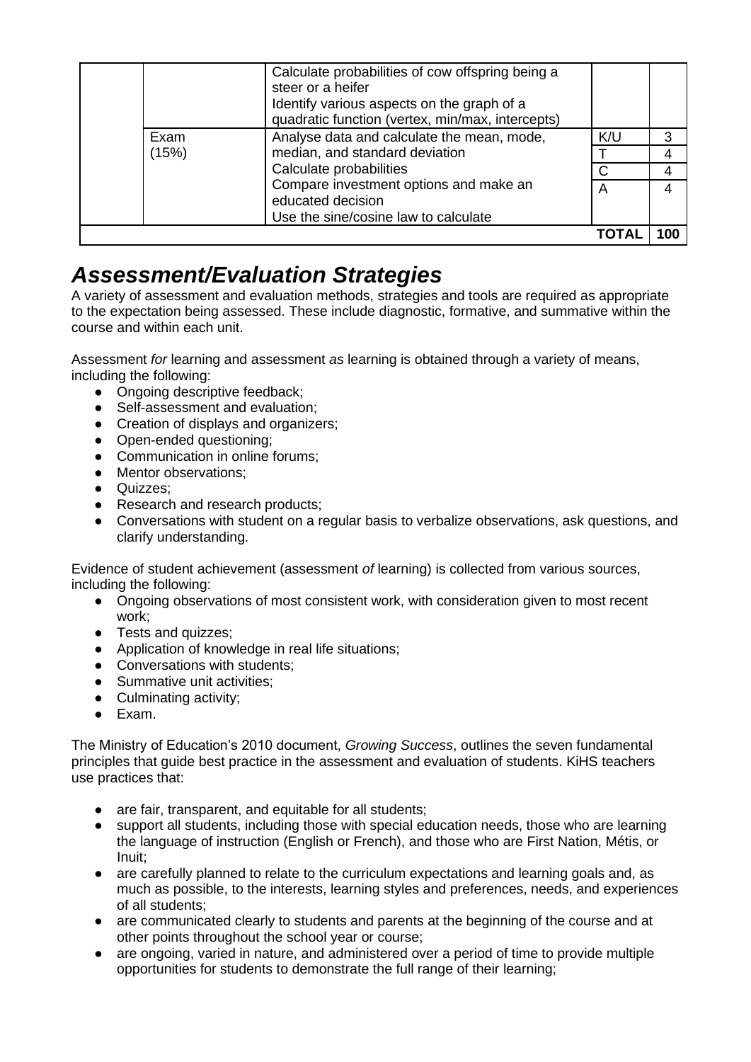| | | | | |
|---|---|---|---|---|
| | | Calculate probabilities of cow offspring being a steer or a heifer<br>Identify various aspects on the graph of a quadratic function (vertex, min/max, intercepts) | | |
| | Exam (15%) | Analyse data and calculate the mean, mode, median, and standard deviation<br>Calculate probabilities<br>Compare investment options and make an educated decision<br>Use the sine/cosine law to calculate | K/U | 3 |
| | | | T | 4 |
| | | | C | 4 |
| | | | A | 4 |
| | | | **TOTAL** | **100** |

# *Assessment/Evaluation Strategies*

A variety of assessment and evaluation methods, strategies and tools are required as appropriate to the expectation being assessed. These include diagnostic, formative, and summative within the course and within each unit.

Assessment *for* learning and assessment *as* learning is obtained through a variety of means, including the following:

- Ongoing descriptive feedback;
- Self-assessment and evaluation;
- Creation of displays and organizers;
- Open-ended questioning;
- Communication in online forums;
- Mentor observations;
- Quizzes;
- Research and research products;
- Conversations with student on a regular basis to verbalize observations, ask questions, and clarify understanding.

Evidence of student achievement (assessment *of* learning) is collected from various sources, including the following:

- Ongoing observations of most consistent work, with consideration given to most recent work;
- Tests and quizzes;
- Application of knowledge in real life situations;
- Conversations with students;
- Summative unit activities;
- Culminating activity;
- Exam.

The Ministry of Education's 2010 document, *Growing Success*, outlines the seven fundamental principles that guide best practice in the assessment and evaluation of students. KiHS teachers use practices that:

- are fair, transparent, and equitable for all students;
- support all students, including those with special education needs, those who are learning the language of instruction (English or French), and those who are First Nation, Métis, or Inuit;
- are carefully planned to relate to the curriculum expectations and learning goals and, as much as possible, to the interests, learning styles and preferences, needs, and experiences of all students;
- are communicated clearly to students and parents at the beginning of the course and at other points throughout the school year or course;
- are ongoing, varied in nature, and administered over a period of time to provide multiple opportunities for students to demonstrate the full range of their learning;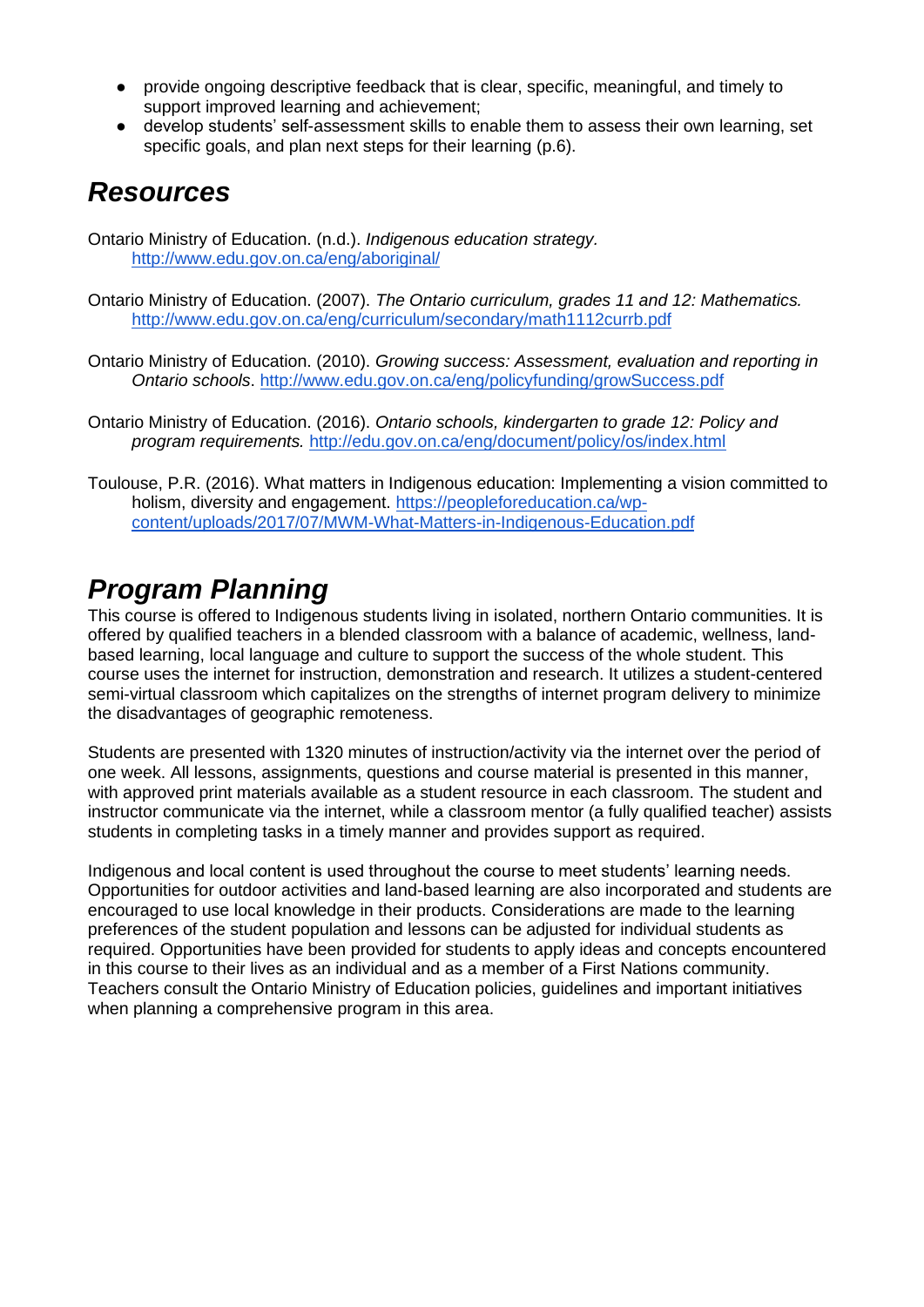- provide ongoing descriptive feedback that is clear, specific, meaningful, and timely to support improved learning and achievement;
- develop students' self-assessment skills to enable them to assess their own learning, set specific goals, and plan next steps for their learning (p.6).

## *Resources*

Ontario Ministry of Education. (n.d.). *Indigenous education strategy.* http://www.edu.gov.on.ca/eng/aboriginal/

Ontario Ministry of Education. (2007). *The Ontario curriculum, grades 11 and 12: Mathematics.* http://www.edu.gov.on.ca/eng/curriculum/secondary/math1112currb.pdf

Ontario Ministry of Education. (2010). *Growing success: Assessment, evaluation and reporting in Ontario schools*. http://www.edu.gov.on.ca/eng/policyfunding/growSuccess.pdf

Ontario Ministry of Education. (2016). *Ontario schools, kindergarten to grade 12: Policy and program requirements.* http://edu.gov.on.ca/eng/document/policy/os/index.html

Toulouse, P.R. (2016). What matters in Indigenous education: Implementing a vision committed to holism, diversity and engagement. https://peopleforeducation.ca/wp-content/uploads/2017/07/MWM-What-Matters-in-Indigenous-Education.pdf

## *Program Planning*

This course is offered to Indigenous students living in isolated, northern Ontario communities. It is offered by qualified teachers in a blended classroom with a balance of academic, wellness, land-based learning, local language and culture to support the success of the whole student. This course uses the internet for instruction, demonstration and research. It utilizes a student-centered semi-virtual classroom which capitalizes on the strengths of internet program delivery to minimize the disadvantages of geographic remoteness.

Students are presented with 1320 minutes of instruction/activity via the internet over the period of one week. All lessons, assignments, questions and course material is presented in this manner, with approved print materials available as a student resource in each classroom. The student and instructor communicate via the internet, while a classroom mentor (a fully qualified teacher) assists students in completing tasks in a timely manner and provides support as required.

Indigenous and local content is used throughout the course to meet students' learning needs. Opportunities for outdoor activities and land-based learning are also incorporated and students are encouraged to use local knowledge in their products. Considerations are made to the learning preferences of the student population and lessons can be adjusted for individual students as required. Opportunities have been provided for students to apply ideas and concepts encountered in this course to their lives as an individual and as a member of a First Nations community. Teachers consult the Ontario Ministry of Education policies, guidelines and important initiatives when planning a comprehensive program in this area.